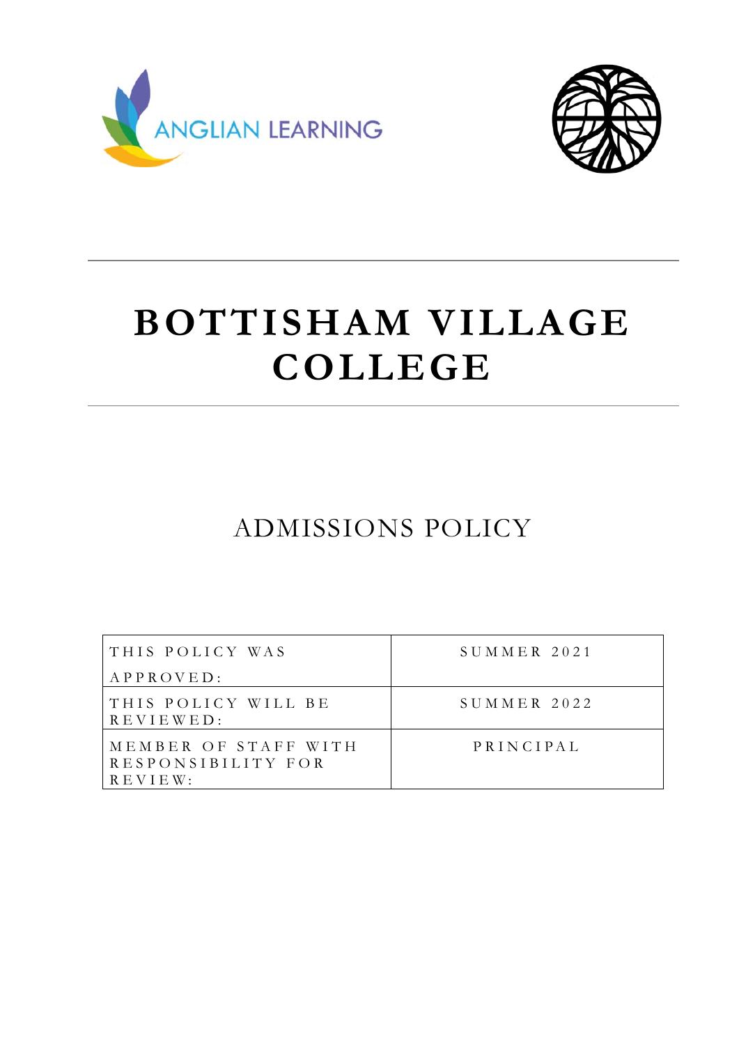ANGLIAN LEARNING

# BOTTISHAM VILLAGE COLLEGE

## ADMISSIONS POLICY

| THIS POLICY WAS APPROVED: | SUMMER 2021 |
|---|---|
| THIS POLICY WILL BE REVIEWED: | SUMMER 2022 |
| MEMBER OF STAFF WITH RESPONSIBILITY FOR REVIEW: | PRINCIPAL |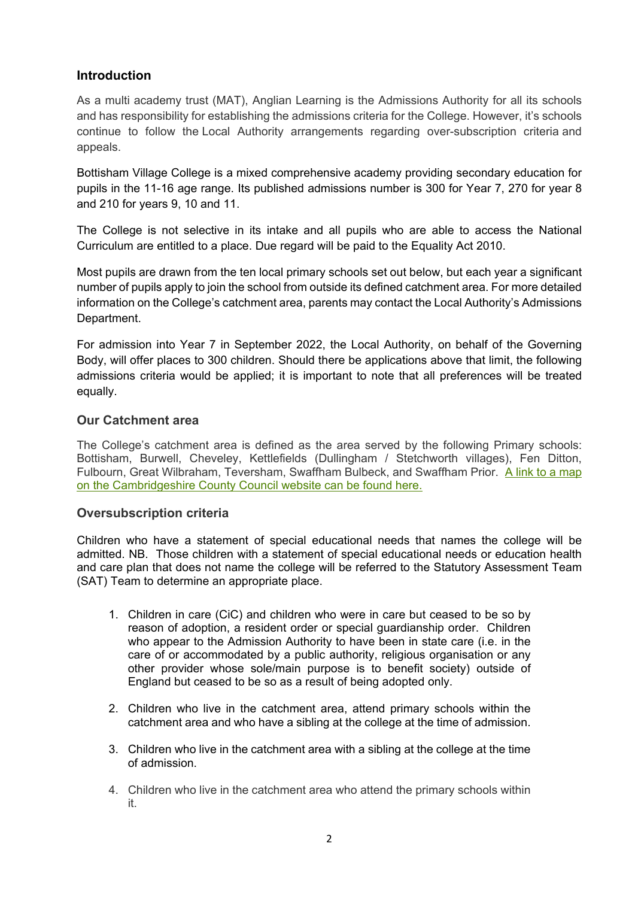## Introduction

As a multi academy trust (MAT), Anglian Learning is the Admissions Authority for all its schools and has responsibility for establishing the admissions criteria for the College. However, it's schools continue to follow the Local Authority arrangements regarding over-subscription criteria and appeals.

Bottisham Village College is a mixed comprehensive academy providing secondary education for pupils in the 11-16 age range. Its published admissions number is 300 for Year 7, 270 for year 8 and 210 for years 9, 10 and 11.

The College is not selective in its intake and all pupils who are able to access the National Curriculum are entitled to a place. Due regard will be paid to the Equality Act 2010.

Most pupils are drawn from the ten local primary schools set out below, but each year a significant number of pupils apply to join the school from outside its defined catchment area. For more detailed information on the College's catchment area, parents may contact the Local Authority's Admissions Department.

For admission into Year 7 in September 2022, the Local Authority, on behalf of the Governing Body, will offer places to 300 children. Should there be applications above that limit, the following admissions criteria would be applied; it is important to note that all preferences will be treated equally.

### Our Catchment area

The College's catchment area is defined as the area served by the following Primary schools: Bottisham, Burwell, Cheveley, Kettlefields (Dullingham / Stetchworth villages), Fen Ditton, Fulbourn, Great Wilbraham, Teversham, Swaffham Bulbeck, and Swaffham Prior. A link to a map on the Cambridgeshire County Council website can be found here.

### Oversubscription criteria

Children who have a statement of special educational needs that names the college will be admitted. NB. Those children with a statement of special educational needs or education health and care plan that does not name the college will be referred to the Statutory Assessment Team (SAT) Team to determine an appropriate place.

1. Children in care (CiC) and children who were in care but ceased to be so by reason of adoption, a resident order or special guardianship order. Children who appear to the Admission Authority to have been in state care (i.e. in the care of or accommodated by a public authority, religious organisation or any other provider whose sole/main purpose is to benefit society) outside of England but ceased to be so as a result of being adopted only.

2. Children who live in the catchment area, attend primary schools within the catchment area and who have a sibling at the college at the time of admission.

3. Children who live in the catchment area with a sibling at the college at the time of admission.

4. Children who live in the catchment area who attend the primary schools within it.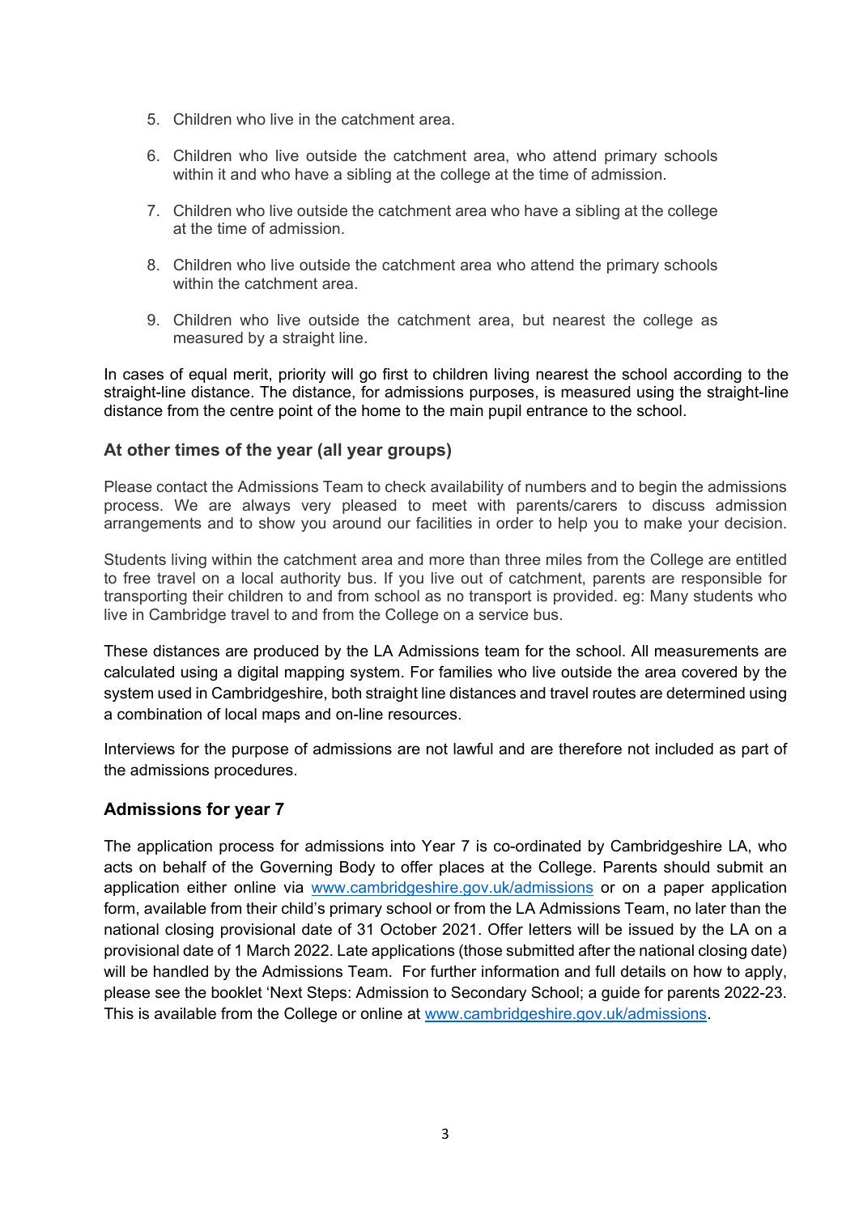5. Children who live in the catchment area.

6. Children who live outside the catchment area, who attend primary schools within it and who have a sibling at the college at the time of admission.

7. Children who live outside the catchment area who have a sibling at the college at the time of admission.

8. Children who live outside the catchment area who attend the primary schools within the catchment area.

9. Children who live outside the catchment area, but nearest the college as measured by a straight line.

In cases of equal merit, priority will go first to children living nearest the school according to the straight-line distance. The distance, for admissions purposes, is measured using the straight-line distance from the centre point of the home to the main pupil entrance to the school.

### At other times of the year (all year groups)

Please contact the Admissions Team to check availability of numbers and to begin the admissions process. We are always very pleased to meet with parents/carers to discuss admission arrangements and to show you around our facilities in order to help you to make your decision.

Students living within the catchment area and more than three miles from the College are entitled to free travel on a local authority bus. If you live out of catchment, parents are responsible for transporting their children to and from school as no transport is provided. eg: Many students who live in Cambridge travel to and from the College on a service bus.

These distances are produced by the LA Admissions team for the school. All measurements are calculated using a digital mapping system. For families who live outside the area covered by the system used in Cambridgeshire, both straight line distances and travel routes are determined using a combination of local maps and on-line resources.

Interviews for the purpose of admissions are not lawful and are therefore not included as part of the admissions procedures.

### Admissions for year 7

The application process for admissions into Year 7 is co-ordinated by Cambridgeshire LA, who acts on behalf of the Governing Body to offer places at the College. Parents should submit an application either online via [www.cambridgeshire.gov.uk/admissions](http://www.cambridgeshire.gov.uk/admissions) or on a paper application form, available from their child's primary school or from the LA Admissions Team, no later than the national closing provisional date of 31 October 2021. Offer letters will be issued by the LA on a provisional date of 1 March 2022. Late applications (those submitted after the national closing date) will be handled by the Admissions Team. For further information and full details on how to apply, please see the booklet 'Next Steps: Admission to Secondary School; a guide for parents 2022-23. This is available from the College or online at [www.cambridgeshire.gov.uk/admissions](http://www.cambridgeshire.gov.uk/admissions).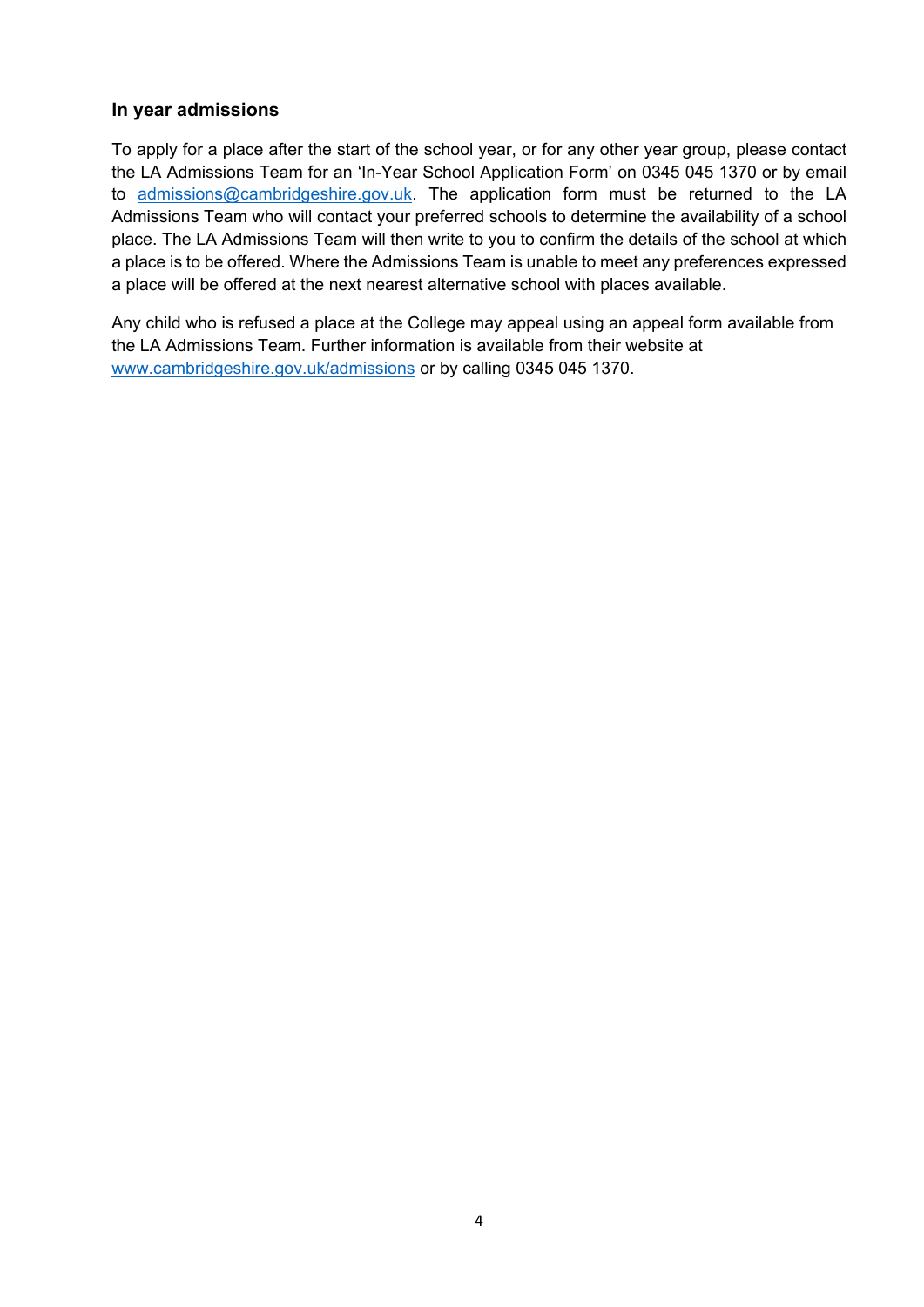### In year admissions

To apply for a place after the start of the school year, or for any other year group, please contact the LA Admissions Team for an 'In-Year School Application Form' on 0345 045 1370 or by email to admissions@cambridgeshire.gov.uk. The application form must be returned to the LA Admissions Team who will contact your preferred schools to determine the availability of a school place. The LA Admissions Team will then write to you to confirm the details of the school at which a place is to be offered. Where the Admissions Team is unable to meet any preferences expressed a place will be offered at the next nearest alternative school with places available.

Any child who is refused a place at the College may appeal using an appeal form available from the LA Admissions Team. Further information is available from their website at www.cambridgeshire.gov.uk/admissions or by calling 0345 045 1370.